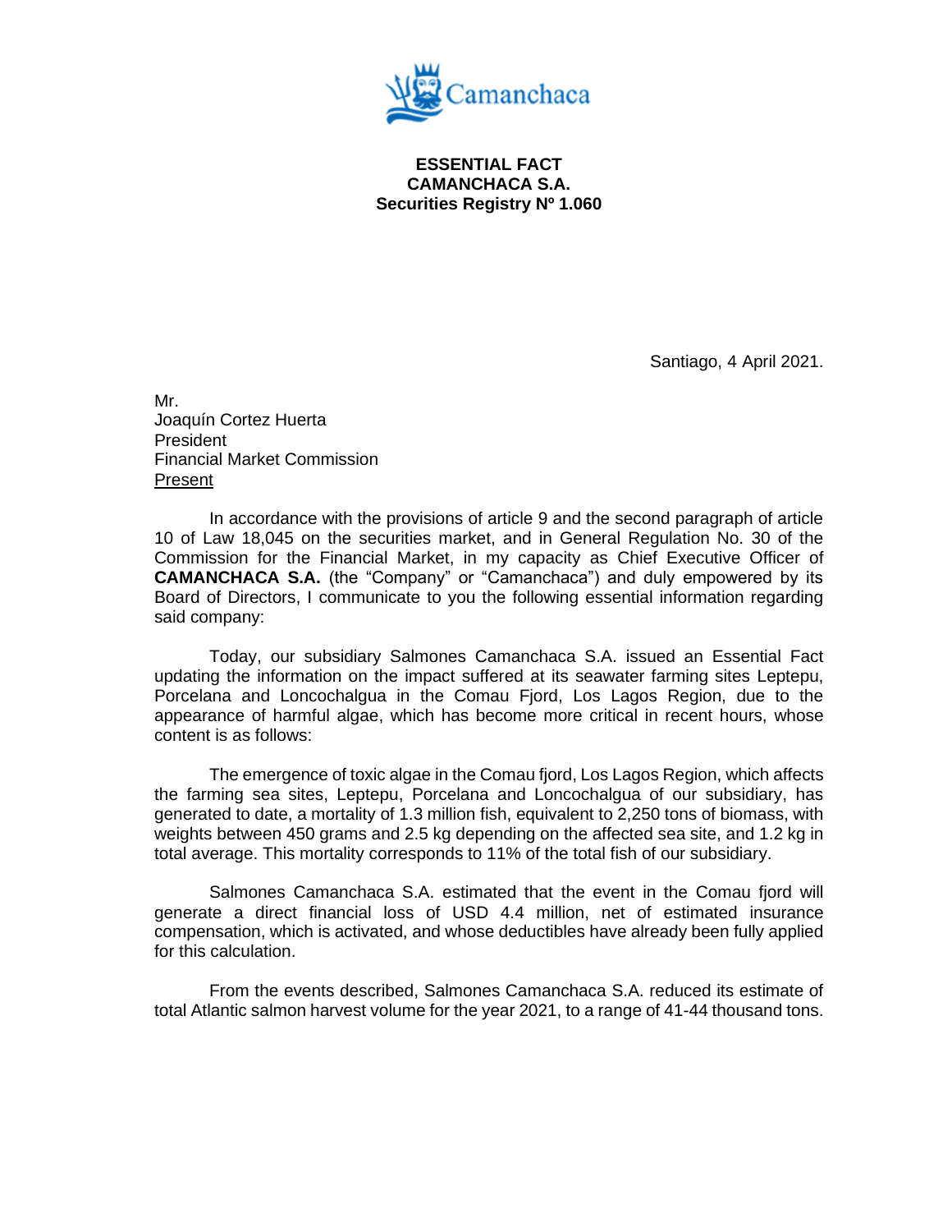**ESSENTIAL FACT**
**CAMANCHACA S.A.**
**Securities Registry Nº 1.060**

Santiago, 4 April 2021.

Mr.
Joaquín Cortez Huerta
President
Financial Market Commission
Present

In accordance with the provisions of article 9 and the second paragraph of article 10 of Law 18,045 on the securities market, and in General Regulation No. 30 of the Commission for the Financial Market, in my capacity as Chief Executive Officer of **CAMANCHACA S.A.** (the "Company" or "Camanchaca") and duly empowered by its Board of Directors, I communicate to you the following essential information regarding said company:

Today, our subsidiary Salmones Camanchaca S.A. issued an Essential Fact updating the information on the impact suffered at its seawater farming sites Leptepu, Porcelana and Loncochalgua in the Comau Fjord, Los Lagos Region, due to the appearance of harmful algae, which has become more critical in recent hours, whose content is as follows:

The emergence of toxic algae in the Comau fjord, Los Lagos Region, which affects the farming sea sites, Leptepu, Porcelana and Loncochalgua of our subsidiary, has generated to date, a mortality of 1.3 million fish, equivalent to 2,250 tons of biomass, with weights between 450 grams and 2.5 kg depending on the affected sea site, and 1.2 kg in total average. This mortality corresponds to 11% of the total fish of our subsidiary.

Salmones Camanchaca S.A. estimated that the event in the Comau fjord will generate a direct financial loss of USD 4.4 million, net of estimated insurance compensation, which is activated, and whose deductibles have already been fully applied for this calculation.

From the events described, Salmones Camanchaca S.A. reduced its estimate of total Atlantic salmon harvest volume for the year 2021, to a range of 41-44 thousand tons.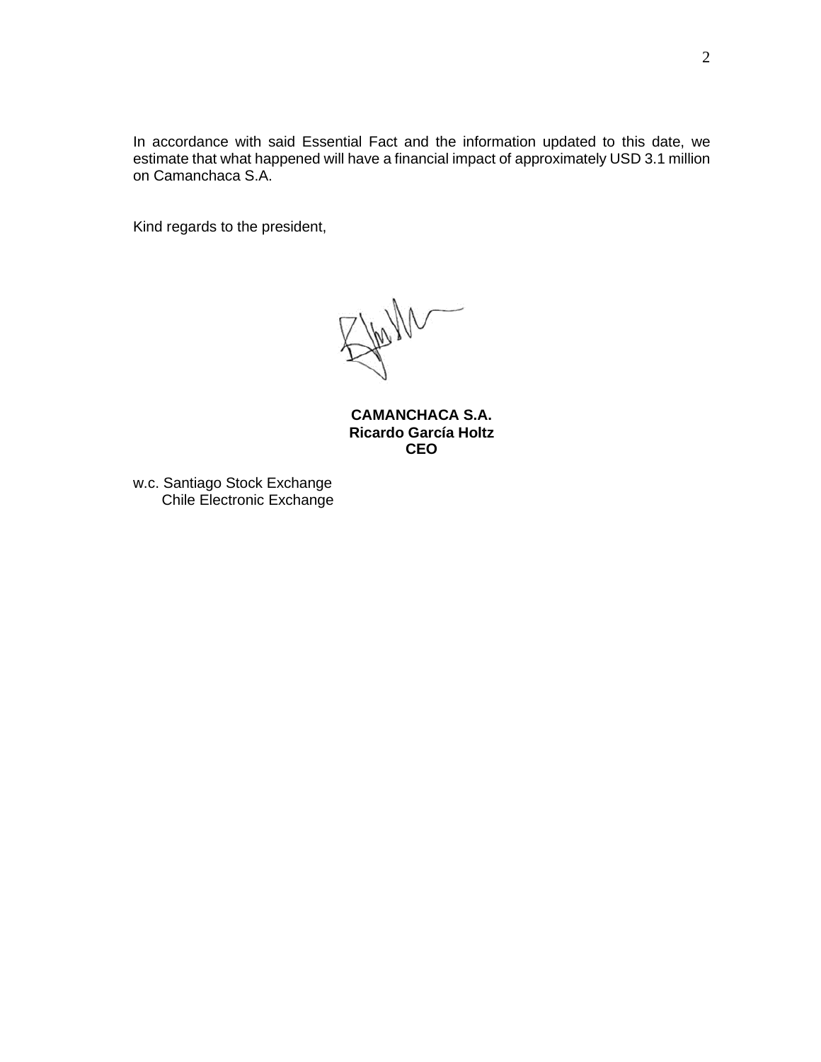In accordance with said Essential Fact and the information updated to this date, we estimate that what happened will have a financial impact of approximately USD 3.1 million on Camanchaca S.A.

Kind regards to the president,

**CAMANCHACA S.A.**
**Ricardo García Holtz**
**CEO**

w.c. Santiago Stock Exchange
Chile Electronic Exchange